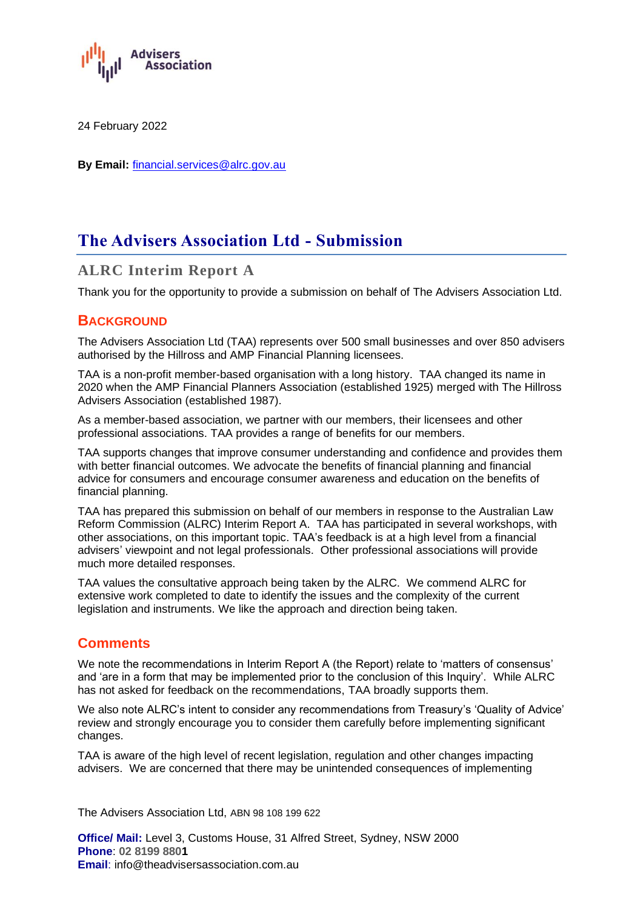24 February 2022

**By Email:** financial.services@alrc.gov.au

# The Advisers Association Ltd - Submission

## ALRC Interim Report A

Thank you for the opportunity to provide a submission on behalf of The Advisers Association Ltd.

### Background

The Advisers Association Ltd (TAA) represents over 500 small businesses and over 850 advisers authorised by the Hillross and AMP Financial Planning licensees.

TAA is a non-profit member-based organisation with a long history. TAA changed its name in 2020 when the AMP Financial Planners Association (established 1925) merged with The Hillross Advisers Association (established 1987).

As a member-based association, we partner with our members, their licensees and other professional associations. TAA provides a range of benefits for our members.

TAA supports changes that improve consumer understanding and confidence and provides them with better financial outcomes. We advocate the benefits of financial planning and financial advice for consumers and encourage consumer awareness and education on the benefits of financial planning.

TAA has prepared this submission on behalf of our members in response to the Australian Law Reform Commission (ALRC) Interim Report A. TAA has participated in several workshops, with other associations, on this important topic. TAA's feedback is at a high level from a financial advisers' viewpoint and not legal professionals. Other professional associations will provide much more detailed responses.

TAA values the consultative approach being taken by the ALRC. We commend ALRC for extensive work completed to date to identify the issues and the complexity of the current legislation and instruments. We like the approach and direction being taken.

### Comments

We note the recommendations in Interim Report A (the Report) relate to 'matters of consensus' and 'are in a form that may be implemented prior to the conclusion of this Inquiry'. While ALRC has not asked for feedback on the recommendations, TAA broadly supports them.

We also note ALRC's intent to consider any recommendations from Treasury's 'Quality of Advice' review and strongly encourage you to consider them carefully before implementing significant changes.

TAA is aware of the high level of recent legislation, regulation and other changes impacting advisers. We are concerned that there may be unintended consequences of implementing

The Advisers Association Ltd, ABN 98 108 199 622

**Office/ Mail:** Level 3, Customs House, 31 Alfred Street, Sydney, NSW 2000
**Phone**: 02 8199 8801
**Email**: info@theadvisersassociation.com.au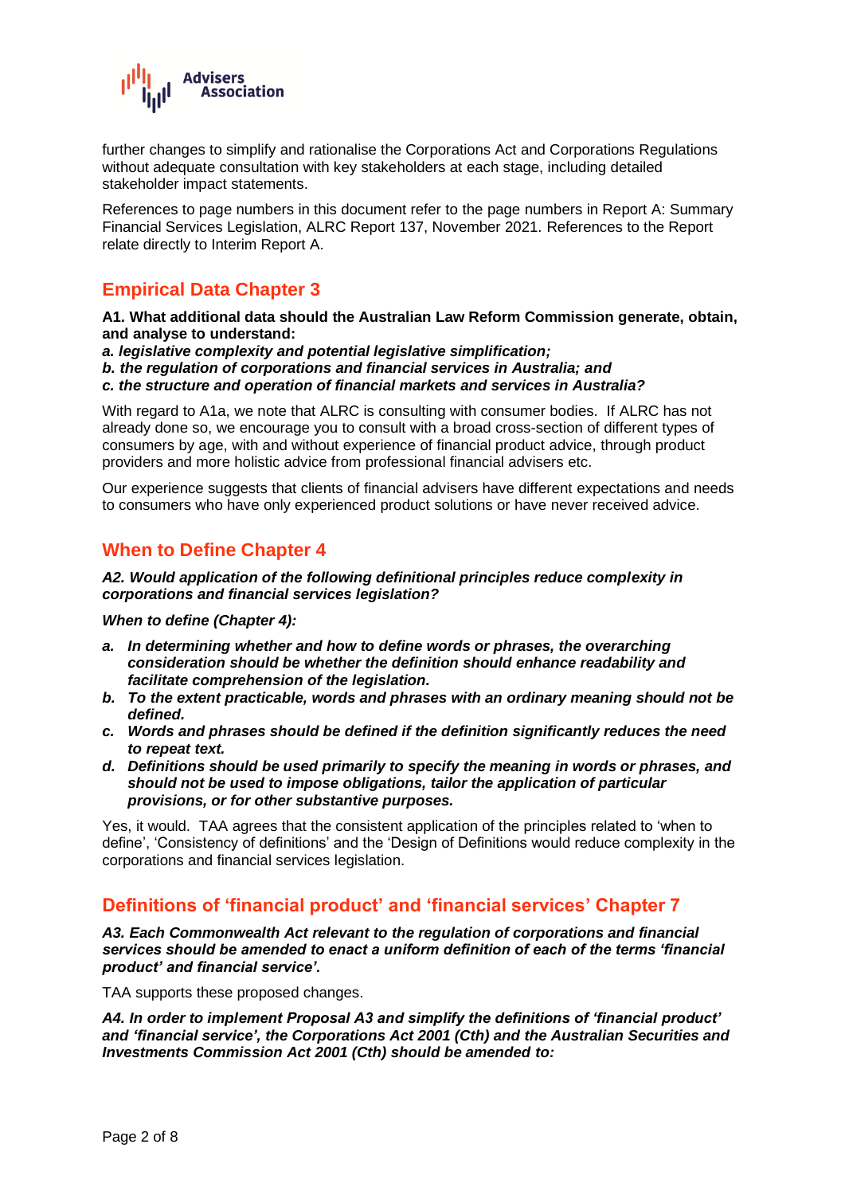further changes to simplify and rationalise the Corporations Act and Corporations Regulations without adequate consultation with key stakeholders at each stage, including detailed stakeholder impact statements.

References to page numbers in this document refer to the page numbers in Report A: Summary Financial Services Legislation, ALRC Report 137, November 2021. References to the Report relate directly to Interim Report A.

## Empirical Data Chapter 3

**A1. What additional data should the Australian Law Reform Commission generate, obtain, and analyse to understand:**
***a. legislative complexity and potential legislative simplification;***
***b. the regulation of corporations and financial services in Australia; and***
***c. the structure and operation of financial markets and services in Australia?***

With regard to A1a, we note that ALRC is consulting with consumer bodies. If ALRC has not already done so, we encourage you to consult with a broad cross-section of different types of consumers by age, with and without experience of financial product advice, through product providers and more holistic advice from professional financial advisers etc.

Our experience suggests that clients of financial advisers have different expectations and needs to consumers who have only experienced product solutions or have never received advice.

## When to Define Chapter 4

***A2. Would application of the following definitional principles reduce complexity in corporations and financial services legislation?***

***When to define (Chapter 4):***

- ***a. In determining whether and how to define words or phrases, the overarching consideration should be whether the definition should enhance readability and facilitate comprehension of the legislation.***
- ***b. To the extent practicable, words and phrases with an ordinary meaning should not be defined.***
- ***c. Words and phrases should be defined if the definition significantly reduces the need to repeat text.***
- ***d. Definitions should be used primarily to specify the meaning in words or phrases, and should not be used to impose obligations, tailor the application of particular provisions, or for other substantive purposes.***

Yes, it would. TAA agrees that the consistent application of the principles related to 'when to define', 'Consistency of definitions' and the 'Design of Definitions would reduce complexity in the corporations and financial services legislation.

## Definitions of 'financial product' and 'financial services' Chapter 7

***A3. Each Commonwealth Act relevant to the regulation of corporations and financial services should be amended to enact a uniform definition of each of the terms 'financial product' and financial service'.***

TAA supports these proposed changes.

***A4. In order to implement Proposal A3 and simplify the definitions of 'financial product' and 'financial service', the Corporations Act 2001 (Cth) and the Australian Securities and Investments Commission Act 2001 (Cth) should be amended to:***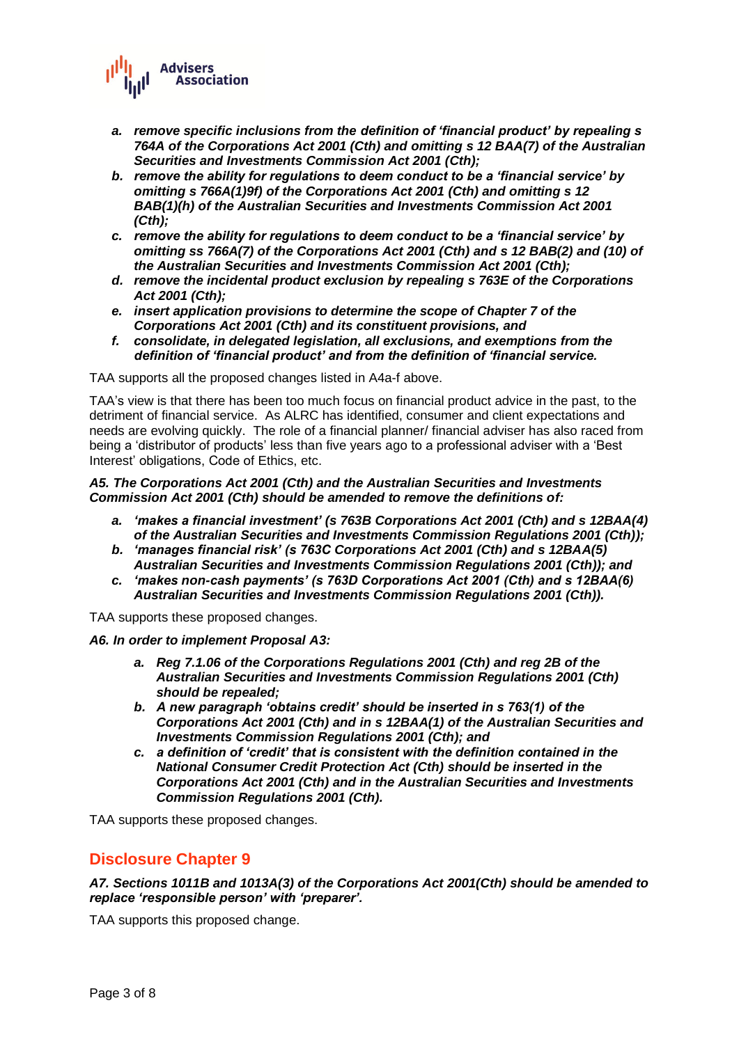- ***a. remove specific inclusions from the definition of 'financial product' by repealing s 764A of the Corporations Act 2001 (Cth) and omitting s 12 BAA(7) of the Australian Securities and Investments Commission Act 2001 (Cth);***
- ***b. remove the ability for regulations to deem conduct to be a 'financial service' by omitting s 766A(1)9f) of the Corporations Act 2001 (Cth) and omitting s 12 BAB(1)(h) of the Australian Securities and Investments Commission Act 2001 (Cth);***
- ***c. remove the ability for regulations to deem conduct to be a 'financial service' by omitting ss 766A(7) of the Corporations Act 2001 (Cth) and s 12 BAB(2) and (10) of the Australian Securities and Investments Commission Act 2001 (Cth);***
- ***d. remove the incidental product exclusion by repealing s 763E of the Corporations Act 2001 (Cth);***
- ***e. insert application provisions to determine the scope of Chapter 7 of the Corporations Act 2001 (Cth) and its constituent provisions, and***
- ***f. consolidate, in delegated legislation, all exclusions, and exemptions from the definition of 'financial product' and from the definition of 'financial service.***

TAA supports all the proposed changes listed in A4a-f above.

TAA's view is that there has been too much focus on financial product advice in the past, to the detriment of financial service. As ALRC has identified, consumer and client expectations and needs are evolving quickly. The role of a financial planner/ financial adviser has also raced from being a 'distributor of products' less than five years ago to a professional adviser with a 'Best Interest' obligations, Code of Ethics, etc.

***A5. The Corporations Act 2001 (Cth) and the Australian Securities and Investments Commission Act 2001 (Cth) should be amended to remove the definitions of:***

- ***a. 'makes a financial investment' (s 763B Corporations Act 2001 (Cth) and s 12BAA(4) of the Australian Securities and Investments Commission Regulations 2001 (Cth));***
- ***b. 'manages financial risk' (s 763C Corporations Act 2001 (Cth) and s 12BAA(5) Australian Securities and Investments Commission Regulations 2001 (Cth)); and***
- ***c. 'makes non-cash payments' (s 763D Corporations Act 2001 (Cth) and s 12BAA(6) Australian Securities and Investments Commission Regulations 2001 (Cth)).***

TAA supports these proposed changes.

***A6. In order to implement Proposal A3:***

- ***a. Reg 7.1.06 of the Corporations Regulations 2001 (Cth) and reg 2B of the Australian Securities and Investments Commission Regulations 2001 (Cth) should be repealed;***
- ***b. A new paragraph 'obtains credit' should be inserted in s 763(1) of the Corporations Act 2001 (Cth) and in s 12BAA(1) of the Australian Securities and Investments Commission Regulations 2001 (Cth); and***
- ***c. a definition of 'credit' that is consistent with the definition contained in the National Consumer Credit Protection Act (Cth) should be inserted in the Corporations Act 2001 (Cth) and in the Australian Securities and Investments Commission Regulations 2001 (Cth).***

TAA supports these proposed changes.

## Disclosure Chapter 9

***A7. Sections 1011B and 1013A(3) of the Corporations Act 2001(Cth) should be amended to replace 'responsible person' with 'preparer'.***

TAA supports this proposed change.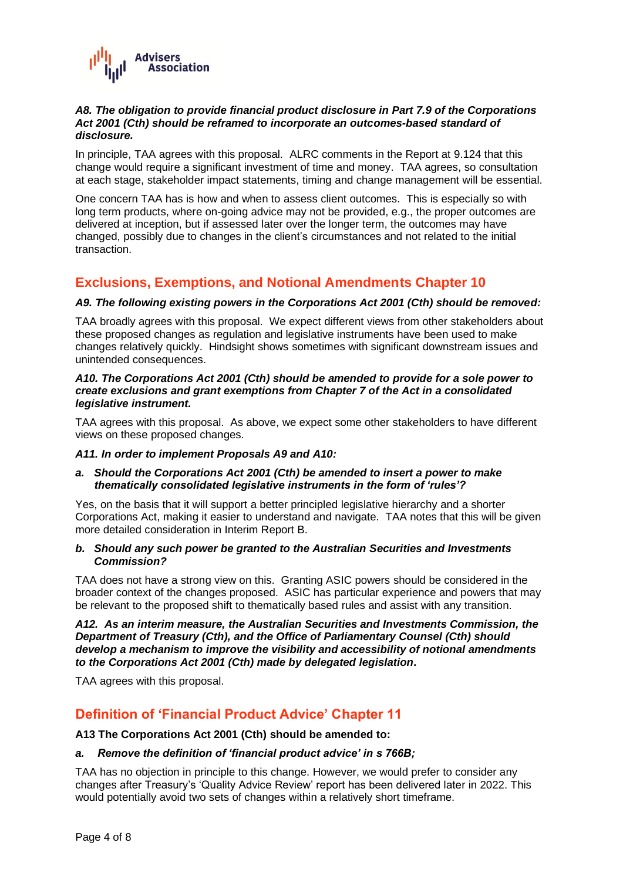***A8. The obligation to provide financial product disclosure in Part 7.9 of the Corporations Act 2001 (Cth) should be reframed to incorporate an outcomes-based standard of disclosure.***

In principle, TAA agrees with this proposal. ALRC comments in the Report at 9.124 that this change would require a significant investment of time and money. TAA agrees, so consultation at each stage, stakeholder impact statements, timing and change management will be essential.

One concern TAA has is how and when to assess client outcomes. This is especially so with long term products, where on-going advice may not be provided, e.g., the proper outcomes are delivered at inception, but if assessed later over the longer term, the outcomes may have changed, possibly due to changes in the client's circumstances and not related to the initial transaction.

## Exclusions, Exemptions, and Notional Amendments Chapter 10

***A9. The following existing powers in the Corporations Act 2001 (Cth) should be removed:***

TAA broadly agrees with this proposal. We expect different views from other stakeholders about these proposed changes as regulation and legislative instruments have been used to make changes relatively quickly. Hindsight shows sometimes with significant downstream issues and unintended consequences.

***A10. The Corporations Act 2001 (Cth) should be amended to provide for a sole power to create exclusions and grant exemptions from Chapter 7 of the Act in a consolidated legislative instrument.***

TAA agrees with this proposal. As above, we expect some other stakeholders to have different views on these proposed changes.

***A11. In order to implement Proposals A9 and A10:***

***a. Should the Corporations Act 2001 (Cth) be amended to insert a power to make thematically consolidated legislative instruments in the form of 'rules'?***

Yes, on the basis that it will support a better principled legislative hierarchy and a shorter Corporations Act, making it easier to understand and navigate. TAA notes that this will be given more detailed consideration in Interim Report B.

***b. Should any such power be granted to the Australian Securities and Investments Commission?***

TAA does not have a strong view on this. Granting ASIC powers should be considered in the broader context of the changes proposed. ASIC has particular experience and powers that may be relevant to the proposed shift to thematically based rules and assist with any transition.

***A12. As an interim measure, the Australian Securities and Investments Commission, the Department of Treasury (Cth), and the Office of Parliamentary Counsel (Cth) should develop a mechanism to improve the visibility and accessibility of notional amendments to the Corporations Act 2001 (Cth) made by delegated legislation.***

TAA agrees with this proposal.

## Definition of 'Financial Product Advice' Chapter 11

**A13 The Corporations Act 2001 (Cth) should be amended to:**

***a. Remove the definition of 'financial product advice' in s 766B;***

TAA has no objection in principle to this change. However, we would prefer to consider any changes after Treasury's 'Quality Advice Review' report has been delivered later in 2022. This would potentially avoid two sets of changes within a relatively short timeframe.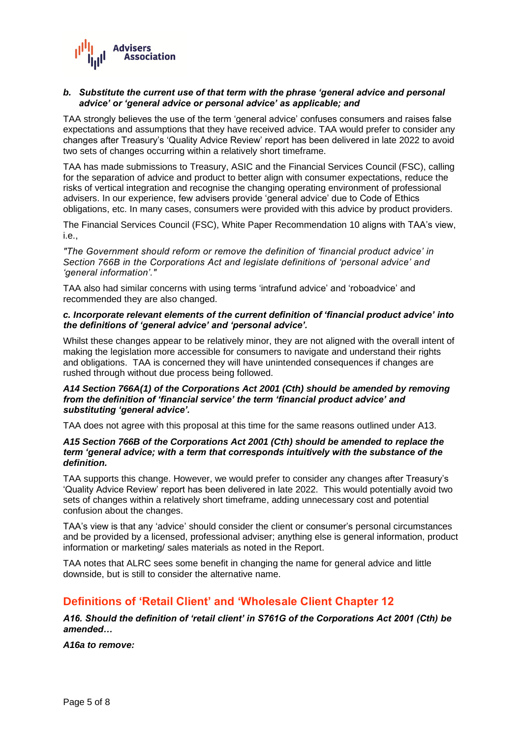***b. Substitute the current use of that term with the phrase 'general advice and personal advice' or 'general advice or personal advice' as applicable; and***

TAA strongly believes the use of the term 'general advice' confuses consumers and raises false expectations and assumptions that they have received advice. TAA would prefer to consider any changes after Treasury's 'Quality Advice Review' report has been delivered in late 2022 to avoid two sets of changes occurring within a relatively short timeframe.

TAA has made submissions to Treasury, ASIC and the Financial Services Council (FSC), calling for the separation of advice and product to better align with consumer expectations, reduce the risks of vertical integration and recognise the changing operating environment of professional advisers. In our experience, few advisers provide 'general advice' due to Code of Ethics obligations, etc. In many cases, consumers were provided with this advice by product providers.

The Financial Services Council (FSC), White Paper Recommendation 10 aligns with TAA's view, i.e.,

*"The Government should reform or remove the definition of 'financial product advice' in Section 766B in the Corporations Act and legislate definitions of 'personal advice' and 'general information'."*

TAA also had similar concerns with using terms 'intrafund advice' and 'roboadvice' and recommended they are also changed.

***c. Incorporate relevant elements of the current definition of 'financial product advice' into the definitions of 'general advice' and 'personal advice'.***

Whilst these changes appear to be relatively minor, they are not aligned with the overall intent of making the legislation more accessible for consumers to navigate and understand their rights and obligations. TAA is concerned they will have unintended consequences if changes are rushed through without due process being followed.

***A14 Section 766A(1) of the Corporations Act 2001 (Cth) should be amended by removing from the definition of 'financial service' the term 'financial product advice' and substituting 'general advice'.***

TAA does not agree with this proposal at this time for the same reasons outlined under A13.

***A15 Section 766B of the Corporations Act 2001 (Cth) should be amended to replace the term 'general advice; with a term that corresponds intuitively with the substance of the definition.***

TAA supports this change. However, we would prefer to consider any changes after Treasury's 'Quality Advice Review' report has been delivered in late 2022. This would potentially avoid two sets of changes within a relatively short timeframe, adding unnecessary cost and potential confusion about the changes.

TAA's view is that any 'advice' should consider the client or consumer's personal circumstances and be provided by a licensed, professional adviser; anything else is general information, product information or marketing/ sales materials as noted in the Report.

TAA notes that ALRC sees some benefit in changing the name for general advice and little downside, but is still to consider the alternative name.

## Definitions of 'Retail Client' and 'Wholesale Client Chapter 12

***A16. Should the definition of 'retail client' in S761G of the Corporations Act 2001 (Cth) be amended…***

***A16a to remove:***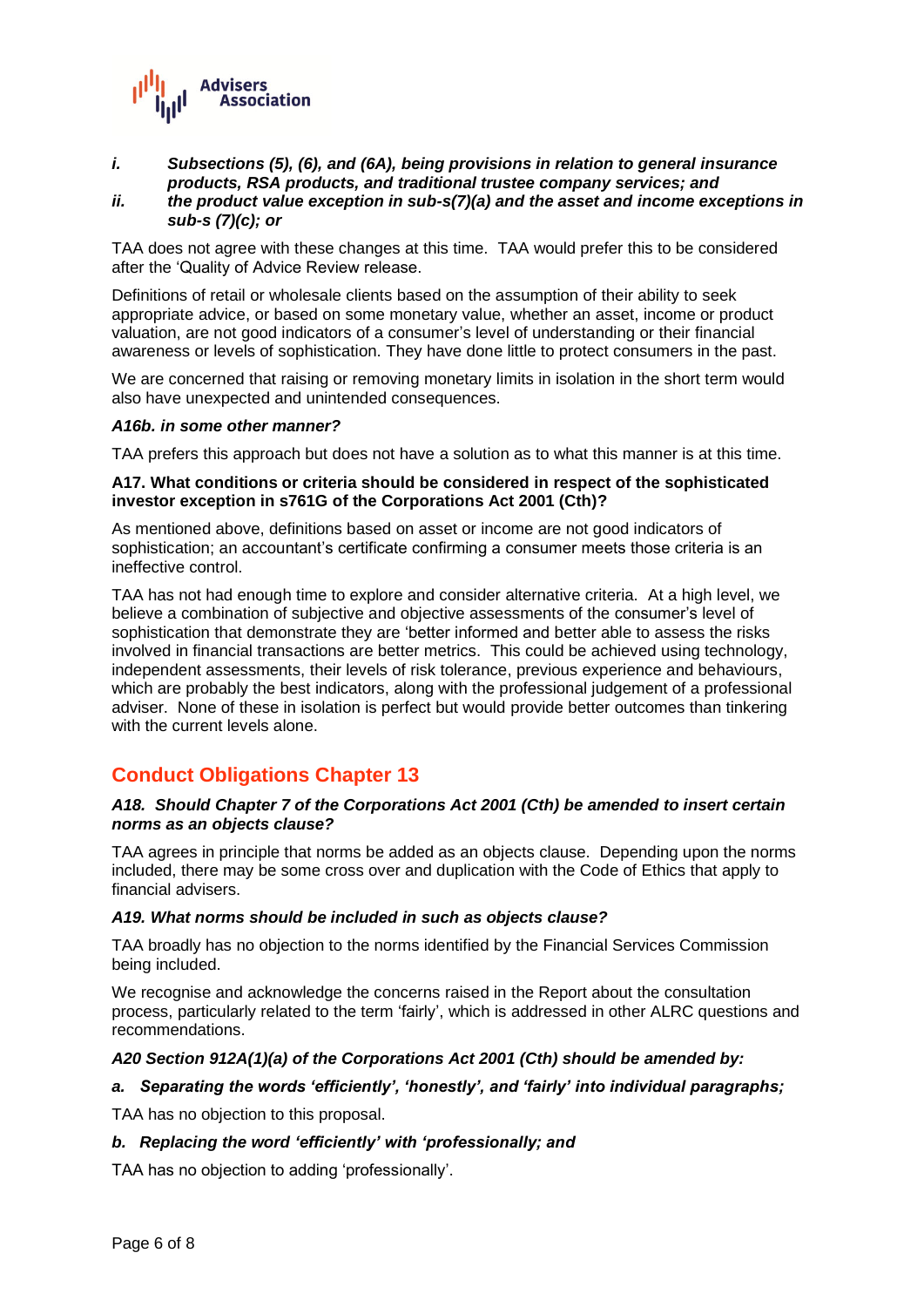*i.* ***Subsections (5), (6), and (6A), being provisions in relation to general insurance products, RSA products, and traditional trustee company services; and***

*ii.* ***the product value exception in sub-s(7)(a) and the asset and income exceptions in sub-s (7)(c); or***

TAA does not agree with these changes at this time. TAA would prefer this to be considered after the 'Quality of Advice Review release.

Definitions of retail or wholesale clients based on the assumption of their ability to seek appropriate advice, or based on some monetary value, whether an asset, income or product valuation, are not good indicators of a consumer's level of understanding or their financial awareness or levels of sophistication. They have done little to protect consumers in the past.

We are concerned that raising or removing monetary limits in isolation in the short term would also have unexpected and unintended consequences.

***A16b. in some other manner?***

TAA prefers this approach but does not have a solution as to what this manner is at this time.

**A17. What conditions or criteria should be considered in respect of the sophisticated investor exception in s761G of the Corporations Act 2001 (Cth)?**

As mentioned above, definitions based on asset or income are not good indicators of sophistication; an accountant's certificate confirming a consumer meets those criteria is an ineffective control.

TAA has not had enough time to explore and consider alternative criteria. At a high level, we believe a combination of subjective and objective assessments of the consumer's level of sophistication that demonstrate they are 'better informed and better able to assess the risks involved in financial transactions are better metrics. This could be achieved using technology, independent assessments, their levels of risk tolerance, previous experience and behaviours, which are probably the best indicators, along with the professional judgement of a professional adviser. None of these in isolation is perfect but would provide better outcomes than tinkering with the current levels alone.

## Conduct Obligations Chapter 13

***A18. Should Chapter 7 of the Corporations Act 2001 (Cth) be amended to insert certain norms as an objects clause?***

TAA agrees in principle that norms be added as an objects clause. Depending upon the norms included, there may be some cross over and duplication with the Code of Ethics that apply to financial advisers.

***A19. What norms should be included in such as objects clause?***

TAA broadly has no objection to the norms identified by the Financial Services Commission being included.

We recognise and acknowledge the concerns raised in the Report about the consultation process, particularly related to the term 'fairly', which is addressed in other ALRC questions and recommendations.

***A20 Section 912A(1)(a) of the Corporations Act 2001 (Cth) should be amended by:***

***a. Separating the words 'efficiently', 'honestly', and 'fairly' into individual paragraphs;***

TAA has no objection to this proposal.

***b. Replacing the word 'efficiently' with 'professionally; and***

TAA has no objection to adding 'professionally'.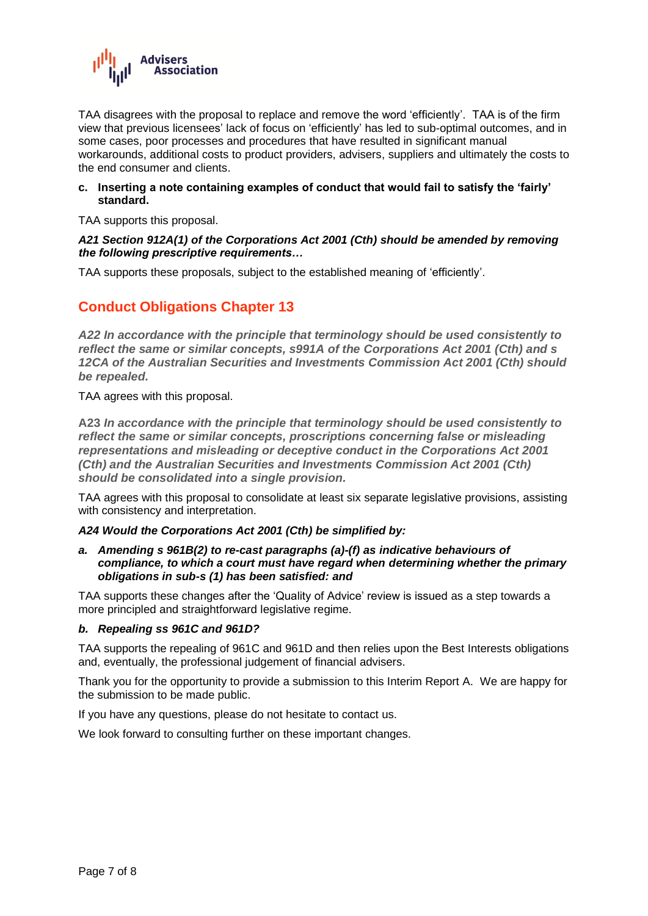TAA disagrees with the proposal to replace and remove the word 'efficiently'. TAA is of the firm view that previous licensees' lack of focus on 'efficiently' has led to sub-optimal outcomes, and in some cases, poor processes and procedures that have resulted in significant manual workarounds, additional costs to product providers, advisers, suppliers and ultimately the costs to the end consumer and clients.

**c. Inserting a note containing examples of conduct that would fail to satisfy the 'fairly' standard.**

TAA supports this proposal.

***A21 Section 912A(1) of the Corporations Act 2001 (Cth) should be amended by removing the following prescriptive requirements…***

TAA supports these proposals, subject to the established meaning of 'efficiently'.

## Conduct Obligations Chapter 13

***A22 In accordance with the principle that terminology should be used consistently to reflect the same or similar concepts, s991A of the Corporations Act 2001 (Cth) and s 12CA of the Australian Securities and Investments Commission Act 2001 (Cth) should be repealed.***

TAA agrees with this proposal.

***A23 In accordance with the principle that terminology should be used consistently to reflect the same or similar concepts, proscriptions concerning false or misleading representations and misleading or deceptive conduct in the Corporations Act 2001 (Cth) and the Australian Securities and Investments Commission Act 2001 (Cth) should be consolidated into a single provision.***

TAA agrees with this proposal to consolidate at least six separate legislative provisions, assisting with consistency and interpretation.

***A24 Would the Corporations Act 2001 (Cth) be simplified by:***

***a. Amending s 961B(2) to re-cast paragraphs (a)-(f) as indicative behaviours of compliance, to which a court must have regard when determining whether the primary obligations in sub-s (1) has been satisfied: and***

TAA supports these changes after the 'Quality of Advice' review is issued as a step towards a more principled and straightforward legislative regime.

***b. Repealing ss 961C and 961D?***

TAA supports the repealing of 961C and 961D and then relies upon the Best Interests obligations and, eventually, the professional judgement of financial advisers.

Thank you for the opportunity to provide a submission to this Interim Report A. We are happy for the submission to be made public.

If you have any questions, please do not hesitate to contact us.

We look forward to consulting further on these important changes.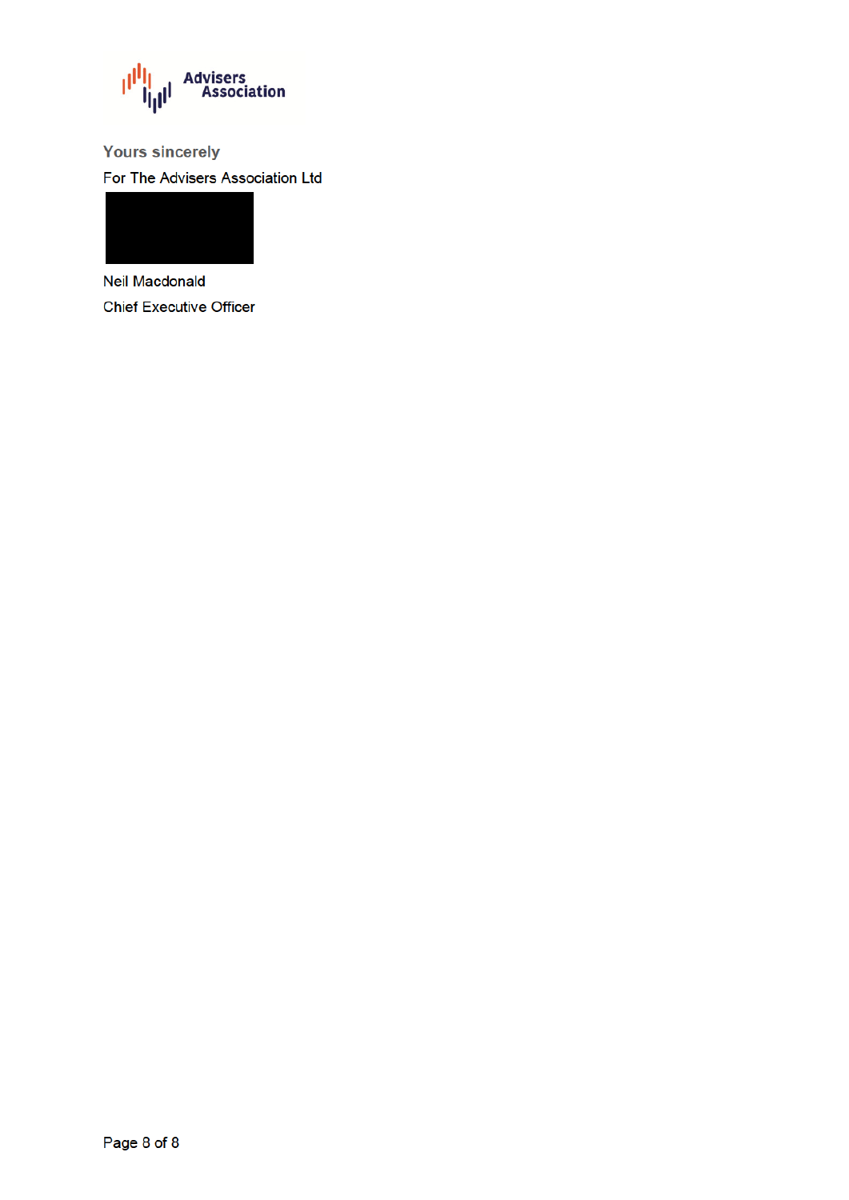Advisers Association

Yours sincerely

For The Advisers Association Ltd

Neil Macdonald

Chief Executive Officer